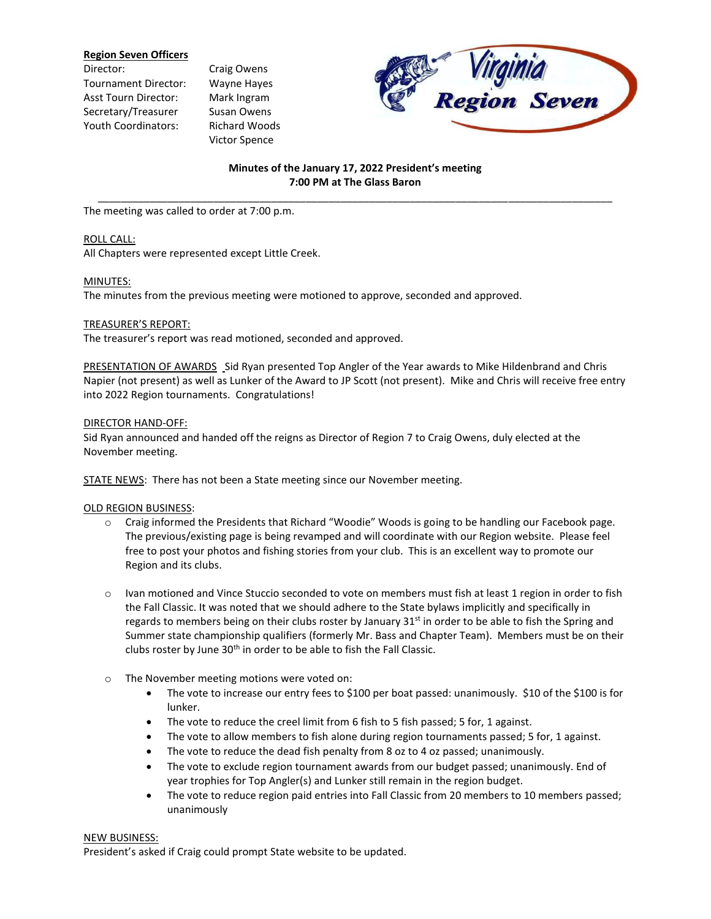**Region Seven Officers**

| | |
|---|---|
| Director: | Craig Owens |
| Tournament Director: | Wayne Hayes |
| Asst Tourn Director: | Mark Ingram |
| Secretary/Treasurer | Susan Owens |
| Youth Coordinators: | Richard Woods |
| | Victor Spence |

Virginia Region Seven

**Minutes of the January 17, 2022 President's meeting**
**7:00 PM at The Glass Baron**

---

The meeting was called to order at 7:00 p.m.

ROLL CALL:
All Chapters were represented except Little Creek.

MINUTES:
The minutes from the previous meeting were motioned to approve, seconded and approved.

TREASURER'S REPORT:
The treasurer's report was read motioned, seconded and approved.

PRESENTATION OF AWARDS Sid Ryan presented Top Angler of the Year awards to Mike Hildenbrand and Chris Napier (not present) as well as Lunker of the Award to JP Scott (not present). Mike and Chris will receive free entry into 2022 Region tournaments. Congratulations!

DIRECTOR HAND-OFF:
Sid Ryan announced and handed off the reigns as Director of Region 7 to Craig Owens, duly elected at the November meeting.

STATE NEWS: There has not been a State meeting since our November meeting.

OLD REGION BUSINESS:

- Craig informed the Presidents that Richard "Woodie" Woods is going to be handling our Facebook page. The previous/existing page is being revamped and will coordinate with our Region website. Please feel free to post your photos and fishing stories from your club. This is an excellent way to promote our Region and its clubs.

- Ivan motioned and Vince Stuccio seconded to vote on members must fish at least 1 region in order to fish the Fall Classic. It was noted that we should adhere to the State bylaws implicitly and specifically in regards to members being on their clubs roster by January 31st in order to be able to fish the Spring and Summer state championship qualifiers (formerly Mr. Bass and Chapter Team). Members must be on their clubs roster by June 30th in order to be able to fish the Fall Classic.

- The November meeting motions were voted on:
  - The vote to increase our entry fees to $100 per boat passed: unanimously. $10 of the $100 is for lunker.
  - The vote to reduce the creel limit from 6 fish to 5 fish passed; 5 for, 1 against.
  - The vote to allow members to fish alone during region tournaments passed; 5 for, 1 against.
  - The vote to reduce the dead fish penalty from 8 oz to 4 oz passed; unanimously.
  - The vote to exclude region tournament awards from our budget passed; unanimously. End of year trophies for Top Angler(s) and Lunker still remain in the region budget.
  - The vote to reduce region paid entries into Fall Classic from 20 members to 10 members passed; unanimously

NEW BUSINESS:
President's asked if Craig could prompt State website to be updated.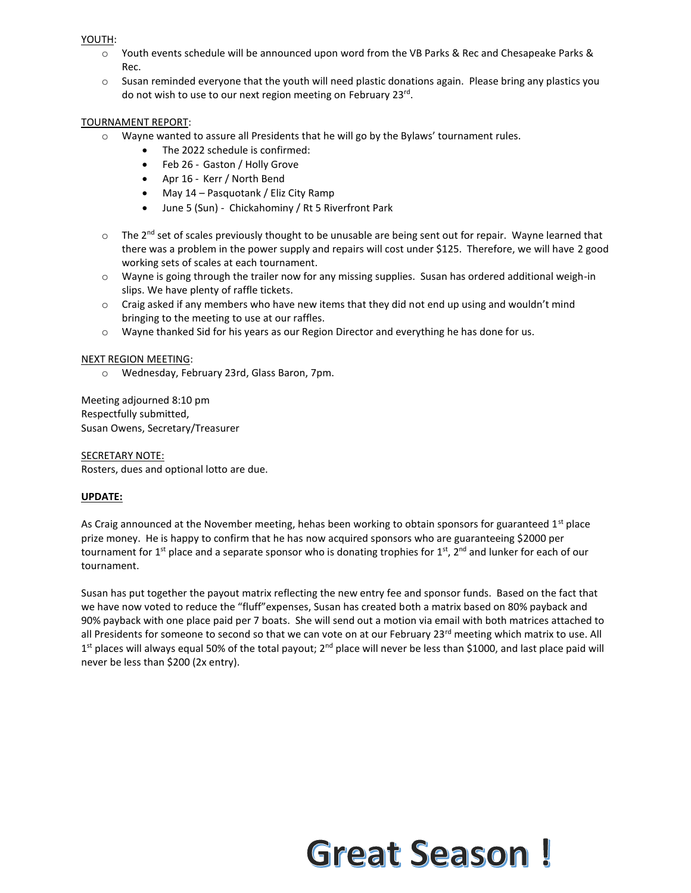YOUTH:

- Youth events schedule will be announced upon word from the VB Parks & Rec and Chesapeake Parks & Rec.
- Susan reminded everyone that the youth will need plastic donations again. Please bring any plastics you do not wish to use to our next region meeting on February 23rd.

TOURNAMENT REPORT:

- Wayne wanted to assure all Presidents that he will go by the Bylaws' tournament rules.
  - The 2022 schedule is confirmed:
  - Feb 26 - Gaston / Holly Grove
  - Apr 16 - Kerr / North Bend
  - May 14 – Pasquotank / Eliz City Ramp
  - June 5 (Sun) - Chickahominy / Rt 5 Riverfront Park
- The 2nd set of scales previously thought to be unusable are being sent out for repair. Wayne learned that there was a problem in the power supply and repairs will cost under $125. Therefore, we will have 2 good working sets of scales at each tournament.
- Wayne is going through the trailer now for any missing supplies. Susan has ordered additional weigh-in slips. We have plenty of raffle tickets.
- Craig asked if any members who have new items that they did not end up using and wouldn't mind bringing to the meeting to use at our raffles.
- Wayne thanked Sid for his years as our Region Director and everything he has done for us.

NEXT REGION MEETING:

- Wednesday, February 23rd, Glass Baron, 7pm.

Meeting adjourned 8:10 pm
Respectfully submitted,
Susan Owens, Secretary/Treasurer

SECRETARY NOTE:
Rosters, dues and optional lotto are due.

**UPDATE:**

As Craig announced at the November meeting, hehas been working to obtain sponsors for guaranteed 1st place prize money. He is happy to confirm that he has now acquired sponsors who are guaranteeing $2000 per tournament for 1st place and a separate sponsor who is donating trophies for 1st, 2nd and lunker for each of our tournament.

Susan has put together the payout matrix reflecting the new entry fee and sponsor funds. Based on the fact that we have now voted to reduce the "fluff"expenses, Susan has created both a matrix based on 80% payback and 90% payback with one place paid per 7 boats. She will send out a motion via email with both matrices attached to all Presidents for someone to second so that we can vote on at our February 23rd meeting which matrix to use. All 1st places will always equal 50% of the total payout; 2nd place will never be less than $1000, and last place paid will never be less than $200 (2x entry).

**Great Season !**